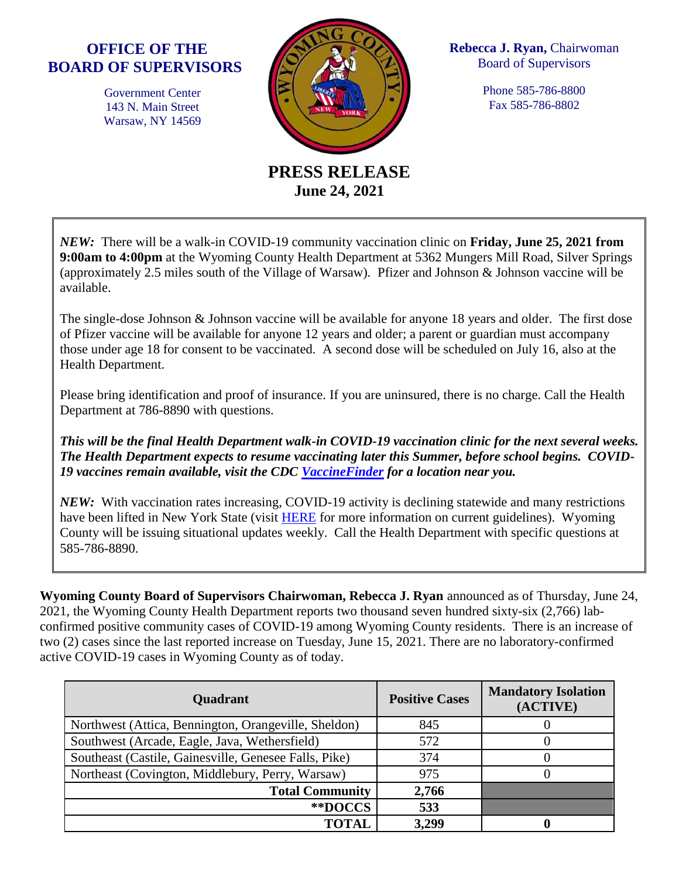**OFFICE OF THE BOARD OF SUPERVISORS**

Government Center
143 N. Main Street
Warsaw, NY 14569

**Rebecca J. Ryan,** Chairwoman
Board of Supervisors

Phone 585-786-8800
Fax 585-786-8802

# PRESS RELEASE

**June 24, 2021**

***NEW:*** There will be a walk-in COVID-19 community vaccination clinic on **Friday, June 25, 2021 from 9:00am to 4:00pm** at the Wyoming County Health Department at 5362 Mungers Mill Road, Silver Springs (approximately 2.5 miles south of the Village of Warsaw). Pfizer and Johnson & Johnson vaccine will be available.

The single-dose Johnson & Johnson vaccine will be available for anyone 18 years and older. The first dose of Pfizer vaccine will be available for anyone 12 years and older; a parent or guardian must accompany those under age 18 for consent to be vaccinated. A second dose will be scheduled on July 16, also at the Health Department.

Please bring identification and proof of insurance. If you are uninsured, there is no charge. Call the Health Department at 786-8890 with questions.

***This will be the final Health Department walk-in COVID-19 vaccination clinic for the next several weeks. The Health Department expects to resume vaccinating later this Summer, before school begins. COVID-19 vaccines remain available, visit the CDC VaccineFinder for a location near you.***

***NEW:*** With vaccination rates increasing, COVID-19 activity is declining statewide and many restrictions have been lifted in New York State (visit HERE for more information on current guidelines). Wyoming County will be issuing situational updates weekly. Call the Health Department with specific questions at 585-786-8890.

**Wyoming County Board of Supervisors Chairwoman, Rebecca J. Ryan** announced as of Thursday, June 24, 2021, the Wyoming County Health Department reports two thousand seven hundred sixty-six (2,766) lab-confirmed positive community cases of COVID-19 among Wyoming County residents. There is an increase of two (2) cases since the last reported increase on Tuesday, June 15, 2021. There are no laboratory-confirmed active COVID-19 cases in Wyoming County as of today.

| Quadrant | Positive Cases | Mandatory Isolation (ACTIVE) |
|---|---|---|
| Northwest (Attica, Bennington, Orangeville, Sheldon) | 845 | 0 |
| Southwest (Arcade, Eagle, Java, Wethersfield) | 572 | 0 |
| Southeast (Castile, Gainesville, Genesee Falls, Pike) | 374 | 0 |
| Northeast (Covington, Middlebury, Perry, Warsaw) | 975 | 0 |
| **Total Community** | **2,766** | |
| **\*\*DOCCS** | **533** | |
| **TOTAL** | **3,299** | **0** |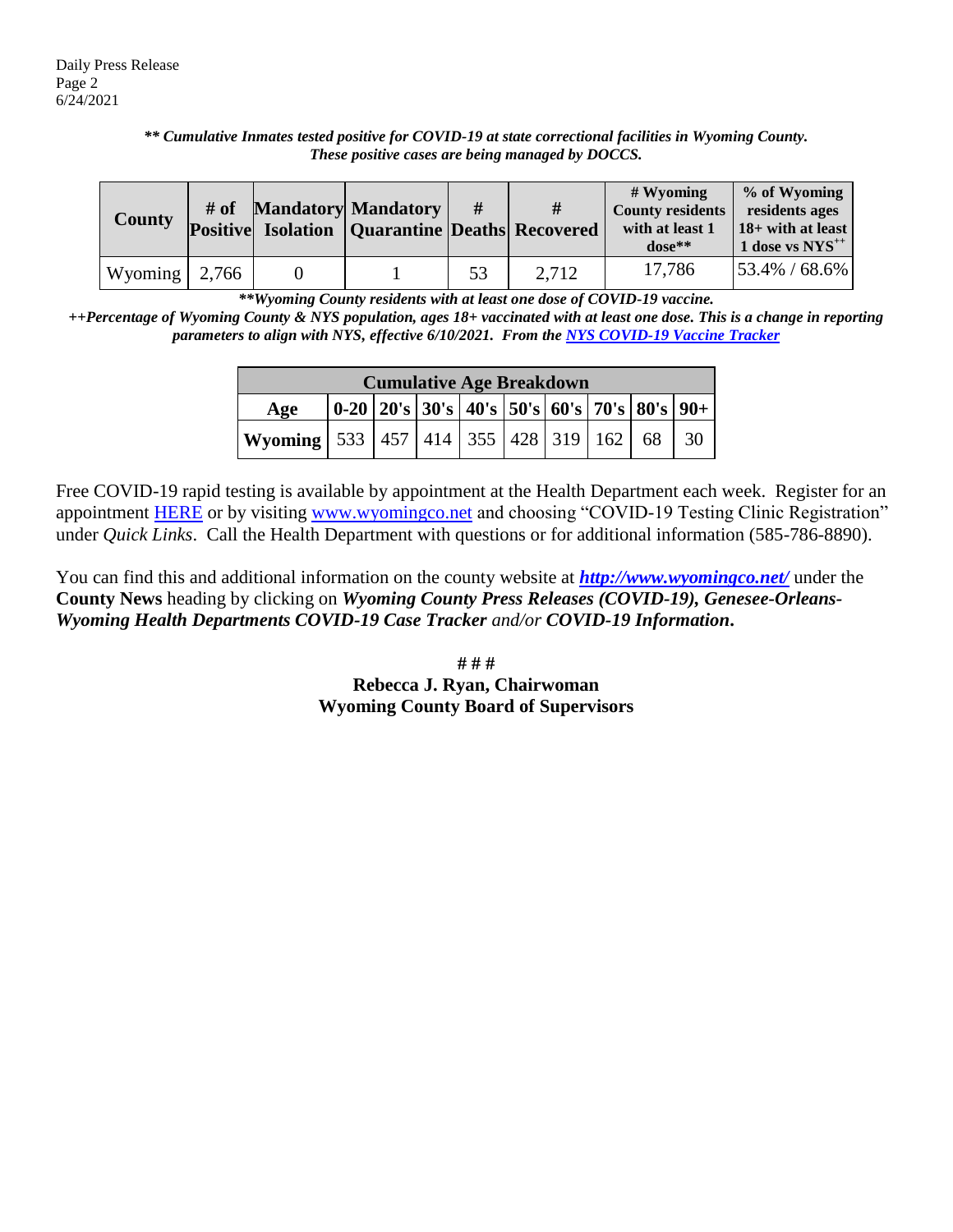***\*\* Cumulative Inmates tested positive for COVID-19 at state correctional facilities in Wyoming County. These positive cases are being managed by DOCCS.***

| County | # of Positive | Mandatory Isolation | Mandatory Quarantine | # Deaths | # Recovered | # Wyoming County residents with at least 1 dose** | % of Wyoming residents ages 18+ with at least 1 dose vs NYS++ |
|---|---|---|---|---|---|---|---|
| Wyoming | 2,766 | 0 | 1 | 53 | 2,712 | 17,786 | 53.4% / 68.6% |

***\*\*Wyoming County residents with at least one dose of COVID-19 vaccine.***

***++Percentage of Wyoming County & NYS population, ages 18+ vaccinated with at least one dose. This is a change in reporting parameters to align with NYS, effective 6/10/2021. From the NYS COVID-19 Vaccine Tracker***

| Cumulative Age Breakdown | | | | | | | | | |
|---|---|---|---|---|---|---|---|---|---|
| **Age** | **0-20** | **20's** | **30's** | **40's** | **50's** | **60's** | **70's** | **80's** | **90+** |
| **Wyoming** | 533 | 457 | 414 | 355 | 428 | 319 | 162 | 68 | 30 |

Free COVID-19 rapid testing is available by appointment at the Health Department each week. Register for an appointment HERE or by visiting www.wyomingco.net and choosing "COVID-19 Testing Clinic Registration" under *Quick Links*. Call the Health Department with questions or for additional information (585-786-8890).

You can find this and additional information on the county website at ***http://www.wyomingco.net/*** under the **County News** heading by clicking on ***Wyoming County Press Releases (COVID-19), Genesee-Orleans-Wyoming Health Departments COVID-19 Case Tracker*** *and/or* ***COVID-19 Information*.**

**# # #**

**Rebecca J. Ryan, Chairwoman**
**Wyoming County Board of Supervisors**